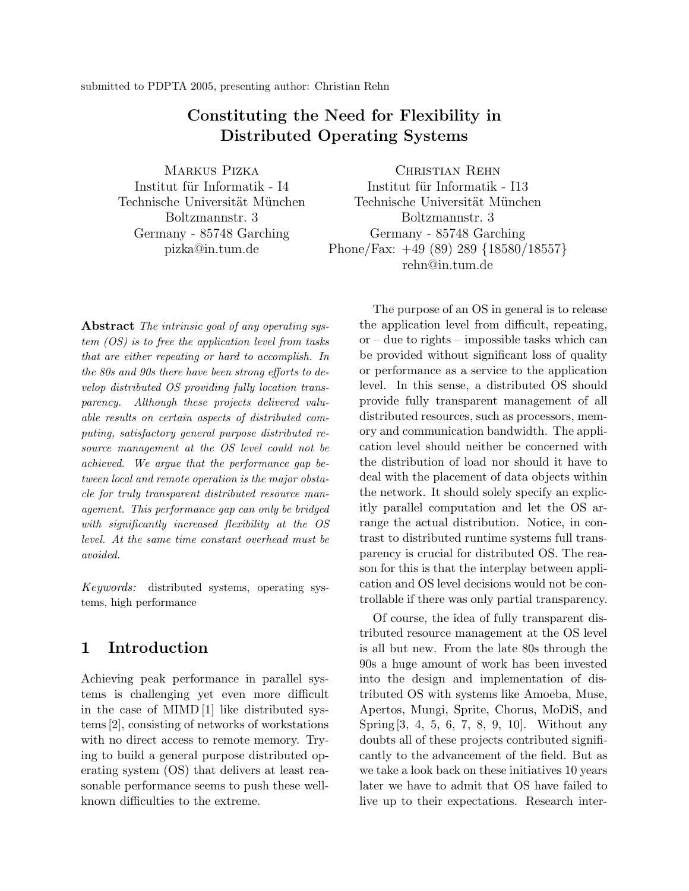submitted to PDPTA 2005, presenting author: Christian Rehn

# Constituting the Need for Flexibility in Distributed Operating Systems

Markus Pizka
Institut für Informatik - I4
Technische Universität München
Boltzmannstr. 3
Germany - 85748 Garching
pizka@in.tum.de

Christian Rehn
Institut für Informatik - I13
Technische Universität München
Boltzmannstr. 3
Germany - 85748 Garching
Phone/Fax: +49 (89) 289 {18580/18557}
rehn@in.tum.de

**Abstract** *The intrinsic goal of any operating system (OS) is to free the application level from tasks that are either repeating or hard to accomplish. In the 80s and 90s there have been strong efforts to develop distributed OS providing fully location transparency. Although these projects delivered valuable results on certain aspects of distributed computing, satisfactory general purpose distributed resource management at the OS level could not be achieved. We argue that the performance gap between local and remote operation is the major obstacle for truly transparent distributed resource management. This performance gap can only be bridged with significantly increased flexibility at the OS level. At the same time constant overhead must be avoided.*

*Keywords:* distributed systems, operating systems, high performance

## 1 Introduction

Achieving peak performance in parallel systems is challenging yet even more difficult in the case of MIMD [1] like distributed systems [2], consisting of networks of workstations with no direct access to remote memory. Trying to build a general purpose distributed operating system (OS) that delivers at least reasonable performance seems to push these well-known difficulties to the extreme.

The purpose of an OS in general is to release the application level from difficult, repeating, or – due to rights – impossible tasks which can be provided without significant loss of quality or performance as a service to the application level. In this sense, a distributed OS should provide fully transparent management of all distributed resources, such as processors, memory and communication bandwidth. The application level should neither be concerned with the distribution of load nor should it have to deal with the placement of data objects within the network. It should solely specify an explicitly parallel computation and let the OS arrange the actual distribution. Notice, in contrast to distributed runtime systems full transparency is crucial for distributed OS. The reason for this is that the interplay between application and OS level decisions would not be controllable if there was only partial transparency.

Of course, the idea of fully transparent distributed resource management at the OS level is all but new. From the late 80s through the 90s a huge amount of work has been invested into the design and implementation of distributed OS with systems like Amoeba, Muse, Apertos, Mungi, Sprite, Chorus, MoDiS, and Spring [3, 4, 5, 6, 7, 8, 9, 10]. Without any doubts all of these projects contributed significantly to the advancement of the field. But as we take a look back on these initiatives 10 years later we have to admit that OS have failed to live up to their expectations. Research inter-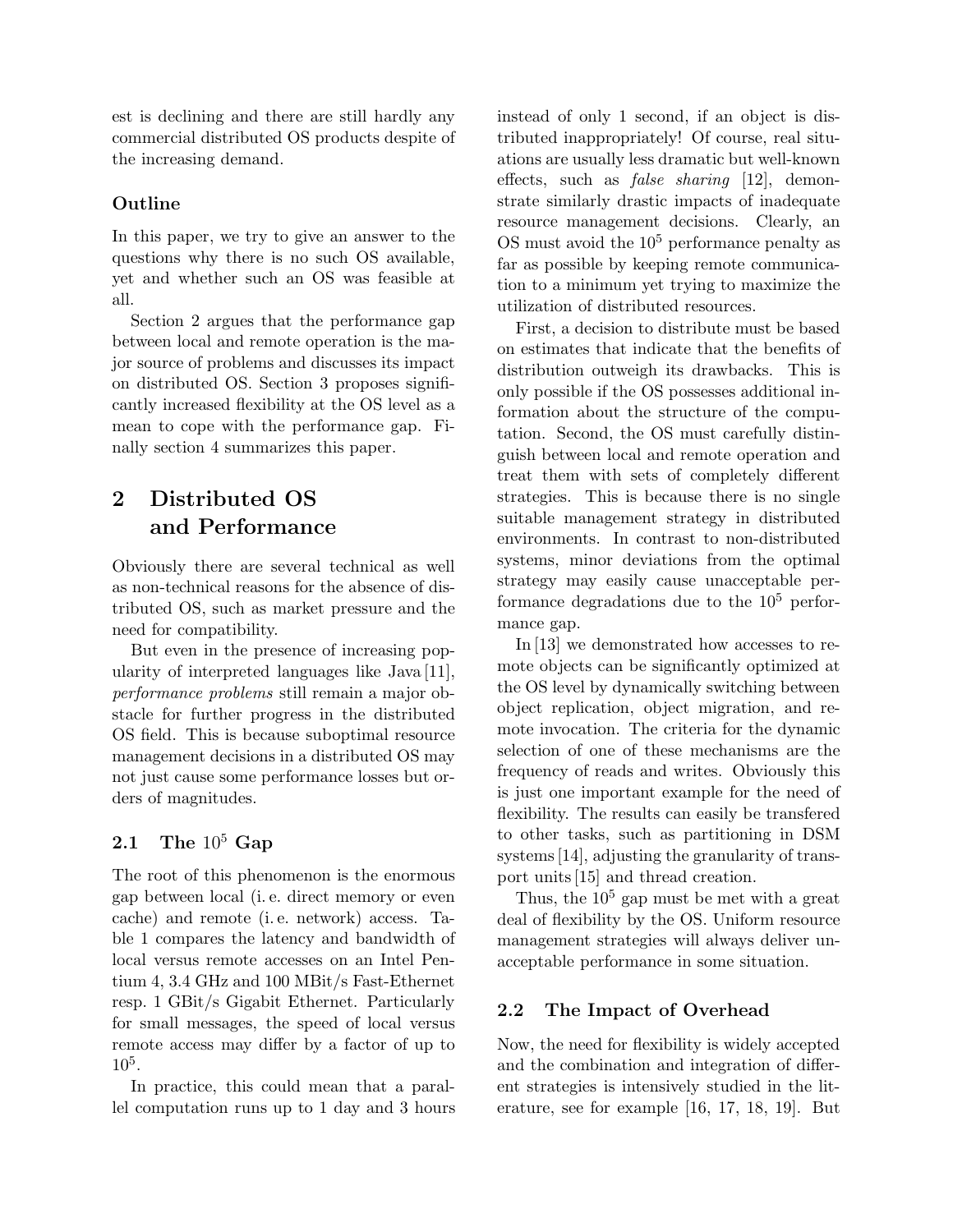est is declining and there are still hardly any commercial distributed OS products despite of the increasing demand.

### Outline

In this paper, we try to give an answer to the questions why there is no such OS available, yet and whether such an OS was feasible at all.

Section 2 argues that the performance gap between local and remote operation is the major source of problems and discusses its impact on distributed OS. Section 3 proposes significantly increased flexibility at the OS level as a mean to cope with the performance gap. Finally section 4 summarizes this paper.

## 2 Distributed OS and Performance

Obviously there are several technical as well as non-technical reasons for the absence of distributed OS, such as market pressure and the need for compatibility.

But even in the presence of increasing popularity of interpreted languages like Java [11], *performance problems* still remain a major obstacle for further progress in the distributed OS field. This is because suboptimal resource management decisions in a distributed OS may not just cause some performance losses but orders of magnitudes.

### 2.1 The $10^5$ Gap

The root of this phenomenon is the enormous gap between local (i. e. direct memory or even cache) and remote (i. e. network) access. Table 1 compares the latency and bandwidth of local versus remote accesses on an Intel Pentium 4, 3.4 GHz and 100 MBit/s Fast-Ethernet resp. 1 GBit/s Gigabit Ethernet. Particularly for small messages, the speed of local versus remote access may differ by a factor of up to $10^5$.

In practice, this could mean that a parallel computation runs up to 1 day and 3 hours instead of only 1 second, if an object is distributed inappropriately! Of course, real situations are usually less dramatic but well-known effects, such as *false sharing* [12], demonstrate similarly drastic impacts of inadequate resource management decisions. Clearly, an OS must avoid the $10^5$ performance penalty as far as possible by keeping remote communication to a minimum yet trying to maximize the utilization of distributed resources.

First, a decision to distribute must be based on estimates that indicate that the benefits of distribution outweigh its drawbacks. This is only possible if the OS possesses additional information about the structure of the computation. Second, the OS must carefully distinguish between local and remote operation and treat them with sets of completely different strategies. This is because there is no single suitable management strategy in distributed environments. In contrast to non-distributed systems, minor deviations from the optimal strategy may easily cause unacceptable performance degradations due to the $10^5$ performance gap.

In [13] we demonstrated how accesses to remote objects can be significantly optimized at the OS level by dynamically switching between object replication, object migration, and remote invocation. The criteria for the dynamic selection of one of these mechanisms are the frequency of reads and writes. Obviously this is just one important example for the need of flexibility. The results can easily be transfered to other tasks, such as partitioning in DSM systems [14], adjusting the granularity of transport units [15] and thread creation.

Thus, the $10^5$ gap must be met with a great deal of flexibility by the OS. Uniform resource management strategies will always deliver unacceptable performance in some situation.

### 2.2 The Impact of Overhead

Now, the need for flexibility is widely accepted and the combination and integration of different strategies is intensively studied in the literature, see for example [16, 17, 18, 19]. But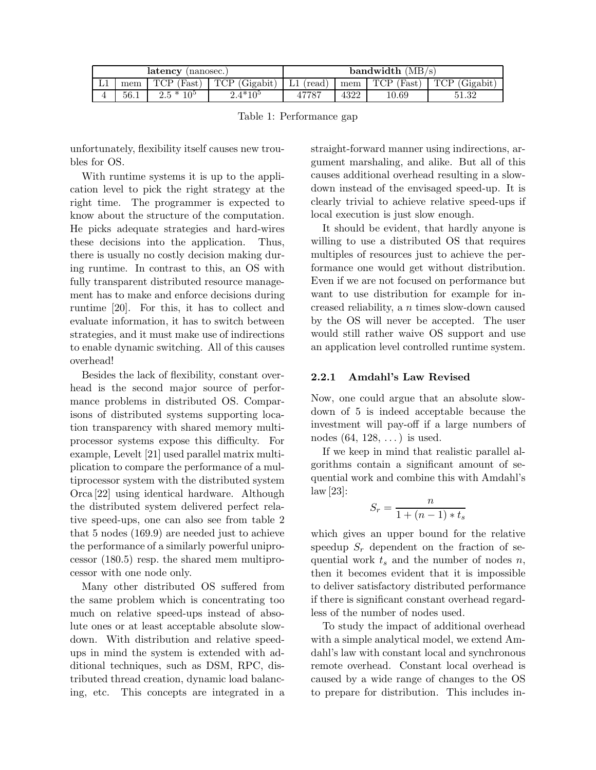| latency (nanosec.) | | | | bandwidth (MB/s) | | | |
|---|---|---|---|---|---|---|---|
| L1 | mem | TCP (Fast) | TCP (Gigabit) | L1 (read) | mem | TCP (Fast) | TCP (Gigabit) |
| 4 | 56.1 | $2.5 * 10^5$ | $2.4 * 10^5$ | 47787 | 4322 | 10.69 | 51.32 |

Table 1: Performance gap

unfortunately, flexibility itself causes new troubles for OS.

With runtime systems it is up to the application level to pick the right strategy at the right time. The programmer is expected to know about the structure of the computation. He picks adequate strategies and hard-wires these decisions into the application. Thus, there is usually no costly decision making during runtime. In contrast to this, an OS with fully transparent distributed resource management has to make and enforce decisions during runtime [20]. For this, it has to collect and evaluate information, it has to switch between strategies, and it must make use of indirections to enable dynamic switching. All of this causes overhead!

Besides the lack of flexibility, constant overhead is the second major source of performance problems in distributed OS. Comparisons of distributed systems supporting location transparency with shared memory multiprocessor systems expose this difficulty. For example, Levelt [21] used parallel matrix multiplication to compare the performance of a multiprocessor system with the distributed system Orca [22] using identical hardware. Although the distributed system delivered perfect relative speed-ups, one can also see from table 2 that 5 nodes (169.9) are needed just to achieve the performance of a similarly powerful uniprocessor (180.5) resp. the shared mem multiprocessor with one node only.

Many other distributed OS suffered from the same problem which is concentrating too much on relative speed-ups instead of absolute ones or at least acceptable absolute slowdown. With distribution and relative speedups in mind the system is extended with additional techniques, such as DSM, RPC, distributed thread creation, dynamic load balancing, etc. This concepts are integrated in a straight-forward manner using indirections, argument marshaling, and alike. But all of this causes additional overhead resulting in a slowdown instead of the envisaged speed-up. It is clearly trivial to achieve relative speed-ups if local execution is just slow enough.

It should be evident, that hardly anyone is willing to use a distributed OS that requires multiples of resources just to achieve the performance one would get without distribution. Even if we are not focused on performance but want to use distribution for example for increased reliability, a $n$ times slow-down caused by the OS will never be accepted. The user would still rather waive OS support and use an application level controlled runtime system.

### 2.2.1 Amdahl's Law Revised

Now, one could argue that an absolute slowdown of 5 is indeed acceptable because the investment will pay-off if a large numbers of nodes (64, 128, ...) is used.

If we keep in mind that realistic parallel algorithms contain a significant amount of sequential work and combine this with Amdahl's law [23]:

$$S_r = \frac{n}{1 + (n-1) * t_s}$$

which gives an upper bound for the relative speedup $S_r$ dependent on the fraction of sequential work $t_s$ and the number of nodes $n$, then it becomes evident that it is impossible to deliver satisfactory distributed performance if there is significant constant overhead regardless of the number of nodes used.

To study the impact of additional overhead with a simple analytical model, we extend Amdahl's law with constant local and synchronous remote overhead. Constant local overhead is caused by a wide range of changes to the OS to prepare for distribution. This includes in-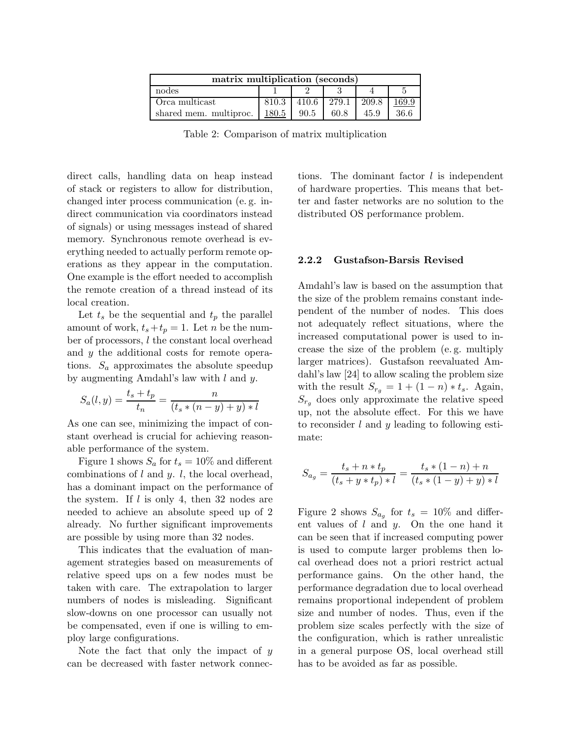| matrix multiplication (seconds) | | | | | |
|---|---|---|---|---|---|
| nodes | 1 | 2 | 3 | 4 | 5 |
| Orca multicast | 810.3 | 410.6 | 279.1 | 209.8 | <u>169.9</u> |
| shared mem. multiproc. | <u>180.5</u> | 90.5 | 60.8 | 45.9 | 36.6 |

Table 2: Comparison of matrix multiplication

direct calls, handling data on heap instead of stack or registers to allow for distribution, changed inter process communication (e. g. indirect communication via coordinators instead of signals) or using messages instead of shared memory. Synchronous remote overhead is everything needed to actually perform remote operations as they appear in the computation. One example is the effort needed to accomplish the remote creation of a thread instead of its local creation.

Let $t_s$ be the sequential and $t_p$ the parallel amount of work, $t_s + t_p = 1$. Let $n$ be the number of processors, $l$ the constant local overhead and $y$ the additional costs for remote operations. $S_a$ approximates the absolute speedup by augmenting Amdahl's law with $l$ and $y$.

$$S_a(l, y) = \frac{t_s + t_p}{t_n} = \frac{n}{(t_s * (n - y) + y) * l}$$

As one can see, minimizing the impact of constant overhead is crucial for achieving reasonable performance of the system.

Figure 1 shows $S_a$ for $t_s = 10\%$ and different combinations of $l$ and $y$. $l$, the local overhead, has a dominant impact on the performance of the system. If $l$ is only 4, then 32 nodes are needed to achieve an absolute speed up of 2 already. No further significant improvements are possible by using more than 32 nodes.

This indicates that the evaluation of management strategies based on measurements of relative speed ups on a few nodes must be taken with care. The extrapolation to larger numbers of nodes is misleading. Significant slow-downs on one processor can usually not be compensated, even if one is willing to employ large configurations.

Note the fact that only the impact of $y$ can be decreased with faster network connections. The dominant factor $l$ is independent of hardware properties. This means that better and faster networks are no solution to the distributed OS performance problem.

#### 2.2.2 Gustafson-Barsis Revised

Amdahl's law is based on the assumption that the size of the problem remains constant independent of the number of nodes. This does not adequately reflect situations, where the increased computational power is used to increase the size of the problem (e. g. multiply larger matrices). Gustafson reevaluated Amdahl's law [24] to allow scaling the problem size with the result $S_{r_g} = 1 + (1 - n) * t_s$. Again, $S_{r_g}$ does only approximate the relative speed up, not the absolute effect. For this we have to reconsider $l$ and $y$ leading to following estimate:

$$S_{a_g} = \frac{t_s + n * t_p}{(t_s + y * t_p) * l} = \frac{t_s * (1 - n) + n}{(t_s * (1 - y) + y) * l}$$

Figure 2 shows $S_{a_g}$ for $t_s = 10\%$ and different values of $l$ and $y$. On the one hand it can be seen that if increased computing power is used to compute larger problems then local overhead does not a priori restrict actual performance gains. On the other hand, the performance degradation due to local overhead remains proportional independent of problem size and number of nodes. Thus, even if the problem size scales perfectly with the size of the configuration, which is rather unrealistic in a general purpose OS, local overhead still has to be avoided as far as possible.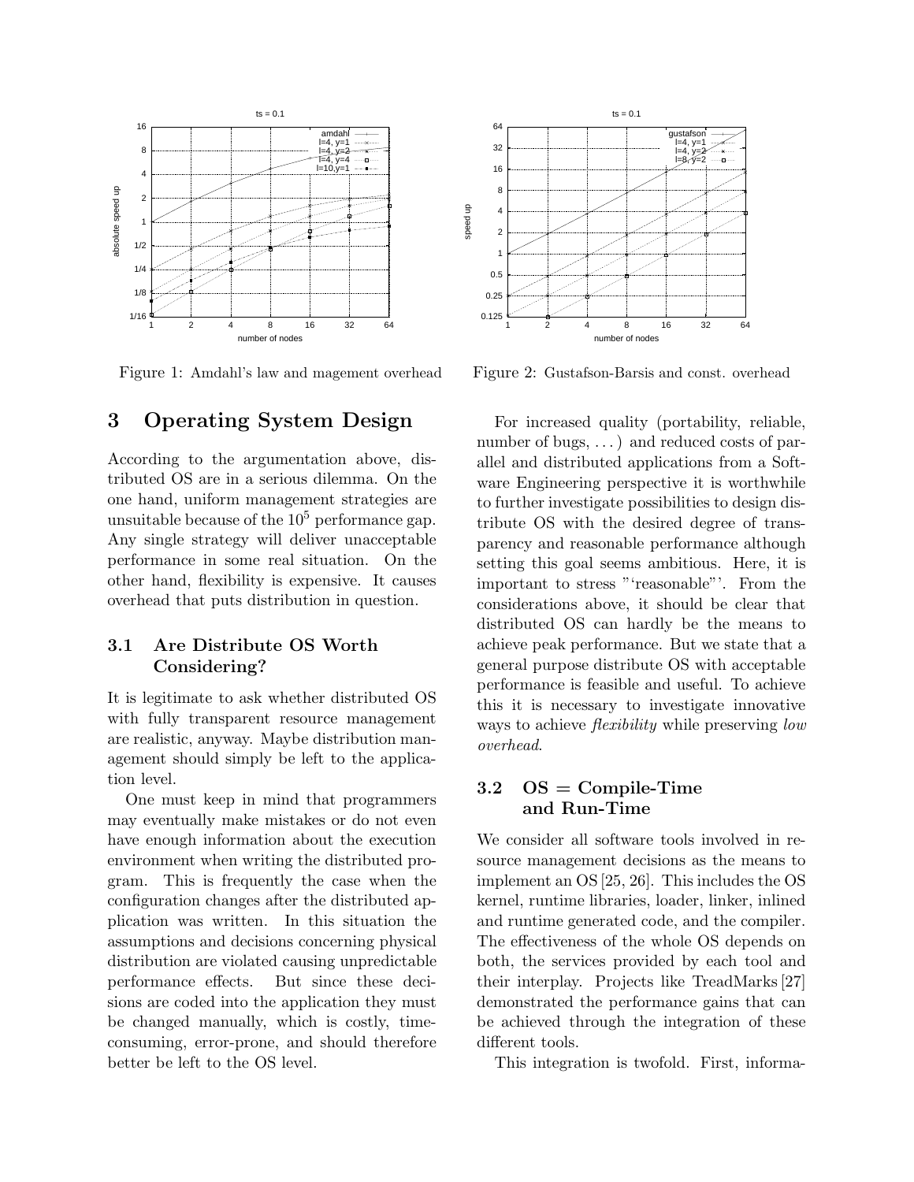Figure 1: Amdahl's law and magement overhead

Figure 2: Gustafson-Barsis and const. overhead

## 3 Operating System Design

According to the argumentation above, distributed OS are in a serious dilemma. On the one hand, uniform management strategies are unsuitable because of the $10^5$ performance gap. Any single strategy will deliver unacceptable performance in some real situation. On the other hand, flexibility is expensive. It causes overhead that puts distribution in question.

### 3.1 Are Distribute OS Worth Considering?

It is legitimate to ask whether distributed OS with fully transparent resource management are realistic, anyway. Maybe distribution management should simply be left to the application level.

One must keep in mind that programmers may eventually make mistakes or do not even have enough information about the execution environment when writing the distributed program. This is frequently the case when the configuration changes after the distributed application was written. In this situation the assumptions and decisions concerning physical distribution are violated causing unpredictable performance effects. But since these decisions are coded into the application they must be changed manually, which is costly, time-consuming, error-prone, and should therefore better be left to the OS level.

For increased quality (portability, reliable, number of bugs, ...) and reduced costs of parallel and distributed applications from a Software Engineering perspective it is worthwhile to further investigate possibilities to design distribute OS with the desired degree of transparency and reasonable performance although setting this goal seems ambitious. Here, it is important to stress "'reasonable"'. From the considerations above, it should be clear that distributed OS can hardly be the means to achieve peak performance. But we state that a general purpose distribute OS with acceptable performance is feasible and useful. To achieve this it is necessary to investigate innovative ways to achieve *flexibility* while preserving *low overhead*.

### 3.2 OS = Compile-Time and Run-Time

We consider all software tools involved in resource management decisions as the means to implement an OS [25, 26]. This includes the OS kernel, runtime libraries, loader, linker, inlined and runtime generated code, and the compiler. The effectiveness of the whole OS depends on both, the services provided by each tool and their interplay. Projects like TreadMarks [27] demonstrated the performance gains that can be achieved through the integration of these different tools.

This integration is twofold. First, informa-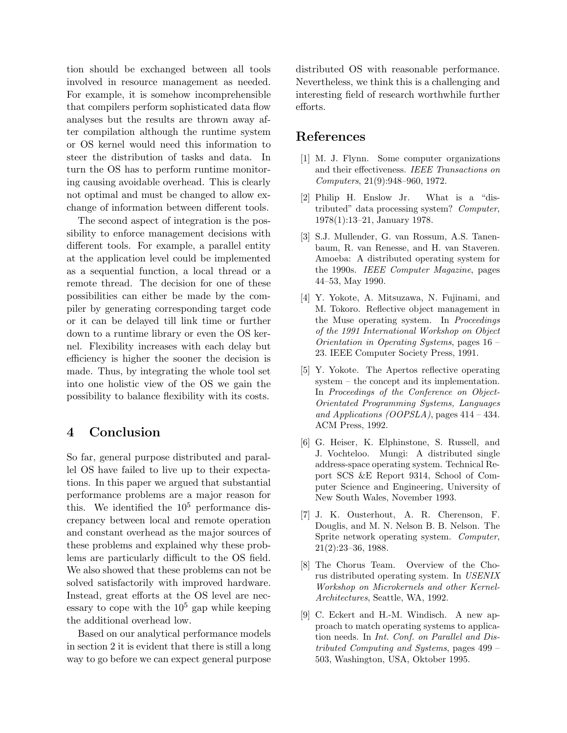tion should be exchanged between all tools involved in resource management as needed. For example, it is somehow incomprehensible that compilers perform sophisticated data flow analyses but the results are thrown away after compilation although the runtime system or OS kernel would need this information to steer the distribution of tasks and data. In turn the OS has to perform runtime monitoring causing avoidable overhead. This is clearly not optimal and must be changed to allow exchange of information between different tools.

The second aspect of integration is the possibility to enforce management decisions with different tools. For example, a parallel entity at the application level could be implemented as a sequential function, a local thread or a remote thread. The decision for one of these possibilities can either be made by the compiler by generating corresponding target code or it can be delayed till link time or further down to a runtime library or even the OS kernel. Flexibility increases with each delay but efficiency is higher the sooner the decision is made. Thus, by integrating the whole tool set into one holistic view of the OS we gain the possibility to balance flexibility with its costs.

# 4 Conclusion

So far, general purpose distributed and parallel OS have failed to live up to their expectations. In this paper we argued that substantial performance problems are a major reason for this. We identified the $10^5$ performance discrepancy between local and remote operation and constant overhead as the major sources of these problems and explained why these problems are particularly difficult to the OS field. We also showed that these problems can not be solved satisfactorily with improved hardware. Instead, great efforts at the OS level are necessary to cope with the $10^5$ gap while keeping the additional overhead low.

Based on our analytical performance models in section 2 it is evident that there is still a long way to go before we can expect general purpose distributed OS with reasonable performance. Nevertheless, we think this is a challenging and interesting field of research worthwhile further efforts.

# References

[1] M. J. Flynn. Some computer organizations and their effectiveness. *IEEE Transactions on Computers*, 21(9):948–960, 1972.

[2] Philip H. Enslow Jr. What is a "distributed" data processing system? *Computer*, 1978(1):13–21, January 1978.

[3] S.J. Mullender, G. van Rossum, A.S. Tanenbaum, R. van Renesse, and H. van Staveren. Amoeba: A distributed operating system for the 1990s. *IEEE Computer Magazine*, pages 44–53, May 1990.

[4] Y. Yokote, A. Mitsuzawa, N. Fujinami, and M. Tokoro. Reflective object management in the Muse operating system. In *Proceedings of the 1991 International Workshop on Object Orientation in Operating Systems*, pages 16 – 23. IEEE Computer Society Press, 1991.

[5] Y. Yokote. The Apertos reflective operating system – the concept and its implementation. In *Proceedings of the Conference on Object-Orientated Programming Systems, Languages and Applications (OOPSLA)*, pages 414 – 434. ACM Press, 1992.

[6] G. Heiser, K. Elphinstone, S. Russell, and J. Vochteloo. Mungi: A distributed single address-space operating system. Technical Report SCS &E Report 9314, School of Computer Science and Engineering, University of New South Wales, November 1993.

[7] J. K. Ousterhout, A. R. Cherenson, F. Douglis, and M. N. Nelson B. B. Nelson. The Sprite network operating system. *Computer*, 21(2):23–36, 1988.

[8] The Chorus Team. Overview of the Chorus distributed operating system. In *USENIX Workshop on Microkernels and other Kernel-Architectures*, Seattle, WA, 1992.

[9] C. Eckert and H.-M. Windisch. A new approach to match operating systems to application needs. In *Int. Conf. on Parallel and Distributed Computing and Systems*, pages 499 – 503, Washington, USA, Oktober 1995.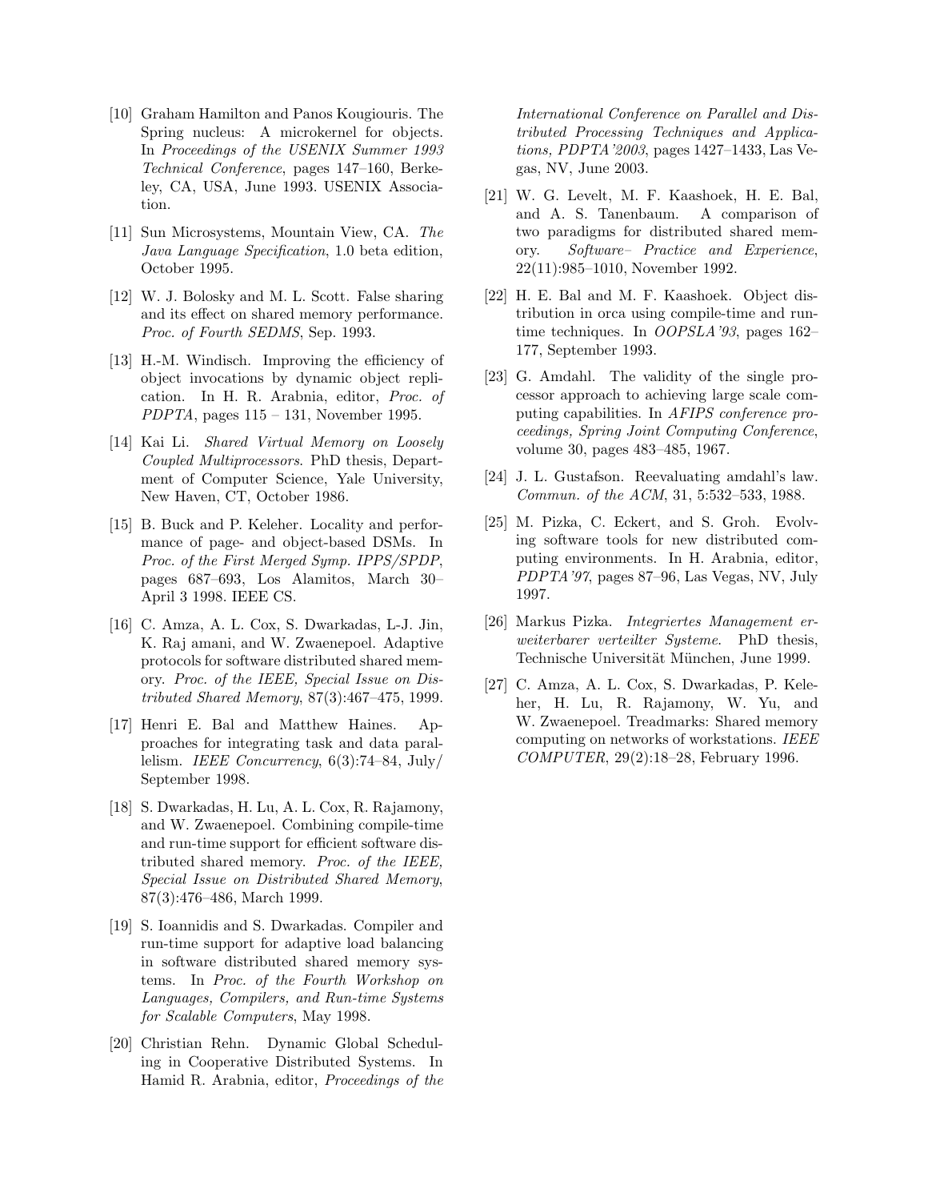[10] Graham Hamilton and Panos Kougiouris. The Spring nucleus: A microkernel for objects. In *Proceedings of the USENIX Summer 1993 Technical Conference*, pages 147–160, Berkeley, CA, USA, June 1993. USENIX Association.

[11] Sun Microsystems, Mountain View, CA. *The Java Language Specification*, 1.0 beta edition, October 1995.

[12] W. J. Bolosky and M. L. Scott. False sharing and its effect on shared memory performance. *Proc. of Fourth SEDMS*, Sep. 1993.

[13] H.-M. Windisch. Improving the efficiency of object invocations by dynamic object replication. In H. R. Arabnia, editor, *Proc. of PDPTA*, pages 115 – 131, November 1995.

[14] Kai Li. *Shared Virtual Memory on Loosely Coupled Multiprocessors*. PhD thesis, Department of Computer Science, Yale University, New Haven, CT, October 1986.

[15] B. Buck and P. Keleher. Locality and performance of page- and object-based DSMs. In *Proc. of the First Merged Symp. IPPS/SPDP*, pages 687–693, Los Alamitos, March 30–April 3 1998. IEEE CS.

[16] C. Amza, A. L. Cox, S. Dwarkadas, L-J. Jin, K. Raj amani, and W. Zwaenepoel. Adaptive protocols for software distributed shared memory. *Proc. of the IEEE, Special Issue on Distributed Shared Memory*, 87(3):467–475, 1999.

[17] Henri E. Bal and Matthew Haines. Approaches for integrating task and data parallelism. *IEEE Concurrency*, 6(3):74–84, July/September 1998.

[18] S. Dwarkadas, H. Lu, A. L. Cox, R. Rajamony, and W. Zwaenepoel. Combining compile-time and run-time support for efficient software distributed shared memory. *Proc. of the IEEE, Special Issue on Distributed Shared Memory*, 87(3):476–486, March 1999.

[19] S. Ioannidis and S. Dwarkadas. Compiler and run-time support for adaptive load balancing in software distributed shared memory systems. In *Proc. of the Fourth Workshop on Languages, Compilers, and Run-time Systems for Scalable Computers*, May 1998.

[20] Christian Rehn. Dynamic Global Scheduling in Cooperative Distributed Systems. In Hamid R. Arabnia, editor, *Proceedings of the International Conference on Parallel and Distributed Processing Techniques and Applications, PDPTA'2003*, pages 1427–1433, Las Vegas, NV, June 2003.

[21] W. G. Levelt, M. F. Kaashoek, H. E. Bal, and A. S. Tanenbaum. A comparison of two paradigms for distributed shared memory. *Software– Practice and Experience*, 22(11):985–1010, November 1992.

[22] H. E. Bal and M. F. Kaashoek. Object distribution in orca using compile-time and run-time techniques. In *OOPSLA'93*, pages 162–177, September 1993.

[23] G. Amdahl. The validity of the single processor approach to achieving large scale computing capabilities. In *AFIPS conference proceedings, Spring Joint Computing Conference*, volume 30, pages 483–485, 1967.

[24] J. L. Gustafson. Reevaluating amdahl's law. *Commun. of the ACM*, 31, 5:532–533, 1988.

[25] M. Pizka, C. Eckert, and S. Groh. Evolving software tools for new distributed computing environments. In H. Arabnia, editor, *PDPTA'97*, pages 87–96, Las Vegas, NV, July 1997.

[26] Markus Pizka. *Integriertes Management erweiterbarer verteilter Systeme*. PhD thesis, Technische Universität München, June 1999.

[27] C. Amza, A. L. Cox, S. Dwarkadas, P. Keleher, H. Lu, R. Rajamony, W. Yu, and W. Zwaenepoel. Treadmarks: Shared memory computing on networks of workstations. *IEEE COMPUTER*, 29(2):18–28, February 1996.